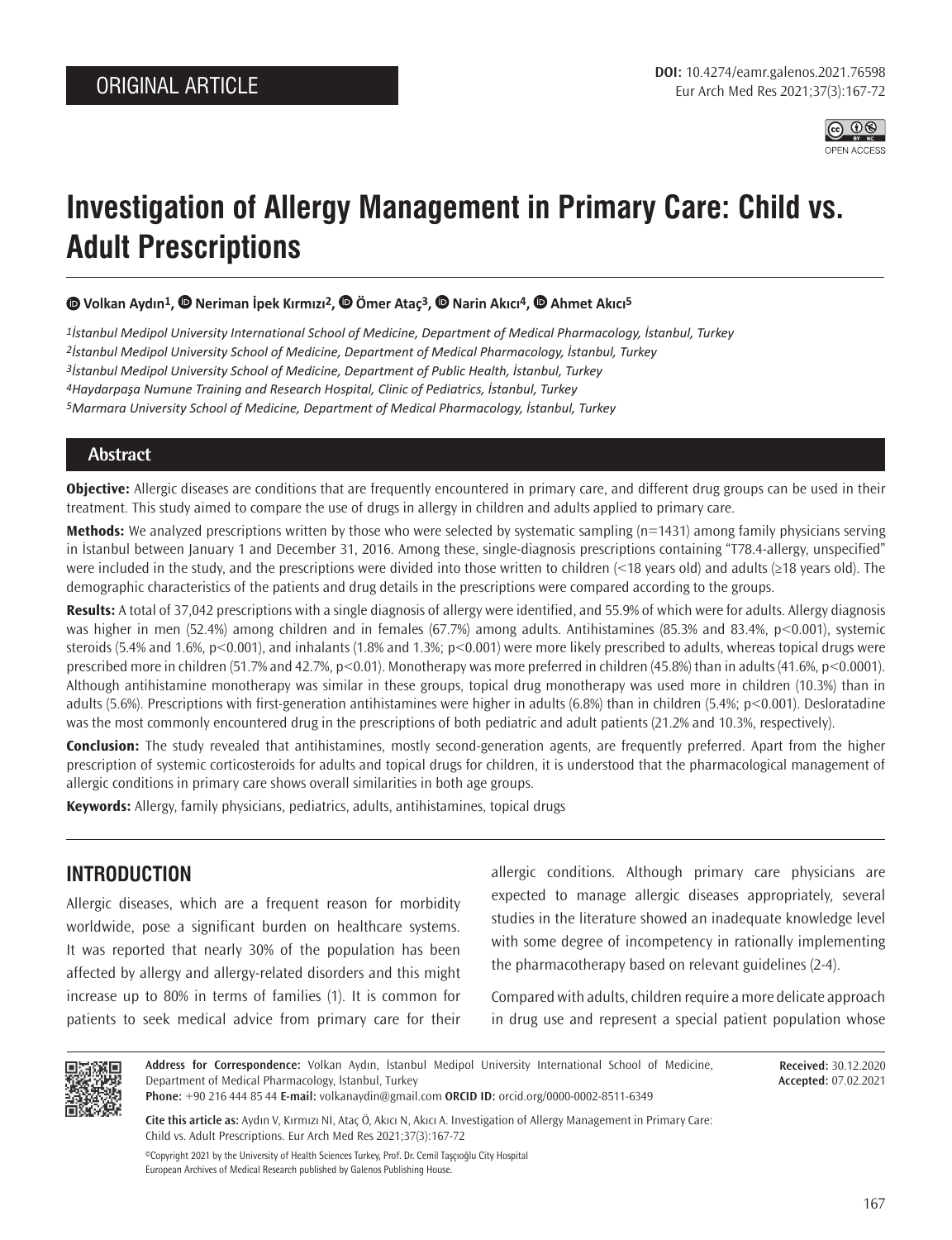ORIGINAL ARTICLE

DOI: 10.4274/eamr.galenos.2021.76598

# Investigation of Allergy Management in Primary Care: Child vs. Adult Prescriptions

Volkan Aydın[1], Neriman İpek Kırmızı[2], Ömer Ataç[3], Narin Akıcı[4], Ahmet Akıcı[5]

[1]*İstanbul Medipol University International School of Medicine, Department of Medical Pharmacology, İstanbul, Turkey*
[2]*İstanbul Medipol University School of Medicine, Department of Medical Pharmacology, İstanbul, Turkey*
[3]*İstanbul Medipol University School of Medicine, Department of Public Health, İstanbul, Turkey*
[4]*Haydarpaşa Numune Training and Research Hospital, Clinic of Pediatrics, İstanbul, Turkey*
[5]*Marmara University School of Medicine, Department of Medical Pharmacology, İstanbul, Turkey*

## Abstract

**Objective:** Allergic diseases are conditions that are frequently encountered in primary care, and different drug groups can be used in their treatment. This study aimed to compare the use of drugs in allergy in children and adults applied to primary care.

**Methods:** We analyzed prescriptions written by those who were selected by systematic sampling (n=1431) among family physicians serving in İstanbul between January 1 and December 31, 2016. Among these, single-diagnosis prescriptions containing "T78.4-allergy, unspecified" were included in the study, and the prescriptions were divided into those written to children (<18 years old) and adults (≥18 years old). The demographic characteristics of the patients and drug details in the prescriptions were compared according to the groups.

**Results:** A total of 37,042 prescriptions with a single diagnosis of allergy were identified, and 55.9% of which were for adults. Allergy diagnosis was higher in men (52.4%) among children and in females (67.7%) among adults. Antihistamines (85.3% and 83.4%, p<0.001), systemic steroids (5.4% and 1.6%, p<0.001), and inhalants (1.8% and 1.3%; p<0.001) were more likely prescribed to adults, whereas topical drugs were prescribed more in children (51.7% and 42.7%, p<0.01). Monotherapy was more preferred in children (45.8%) than in adults (41.6%, p<0.0001). Although antihistamine monotherapy was similar in these groups, topical drug monotherapy was used more in children (10.3%) than in adults (5.6%). Prescriptions with first-generation antihistamines were higher in adults (6.8%) than in children (5.4%; p<0.001). Desloratadine was the most commonly encountered drug in the prescriptions of both pediatric and adult patients (21.2% and 10.3%, respectively).

**Conclusion:** The study revealed that antihistamines, mostly second-generation agents, are frequently preferred. Apart from the higher prescription of systemic corticosteroids for adults and topical drugs for children, it is understood that the pharmacological management of allergic conditions in primary care shows overall similarities in both age groups.

**Keywords:** Allergy, family physicians, pediatrics, adults, antihistamines, topical drugs

## INTRODUCTION

Allergic diseases, which are a frequent reason for morbidity worldwide, pose a significant burden on healthcare systems. It was reported that nearly 30% of the population has been affected by allergy and allergy-related disorders and this might increase up to 80% in terms of families (1). It is common for patients to seek medical advice from primary care for their allergic conditions. Although primary care physicians are expected to manage allergic diseases appropriately, several studies in the literature showed an inadequate knowledge level with some degree of incompetency in rationally implementing the pharmacotherapy based on relevant guidelines (2-4).

Compared with adults, children require a more delicate approach in drug use and represent a special patient population whose

**Address for Correspondence:** Volkan Aydın, İstanbul Medipol University International School of Medicine, Department of Medical Pharmacology, İstanbul, Turkey
**Phone:** +90 216 444 85 44 **E-mail:** volkanaydin@gmail.com **ORCID ID:** orcid.org/0000-0002-8511-6349

**Received:** 30.12.2020
**Accepted:** 07.02.2021

**Cite this article as:** Aydın V, Kırmızı Nİ, Ataç Ö, Akıcı N, Akıcı A. Investigation of Allergy Management in Primary Care: Child vs. Adult Prescriptions. Eur Arch Med Res 2021;37(3):167-72

©Copyright 2021 by the University of Health Sciences Turkey, Prof. Dr. Cemil Taşçıoğlu City Hospital
European Archives of Medical Research published by Galenos Publishing House.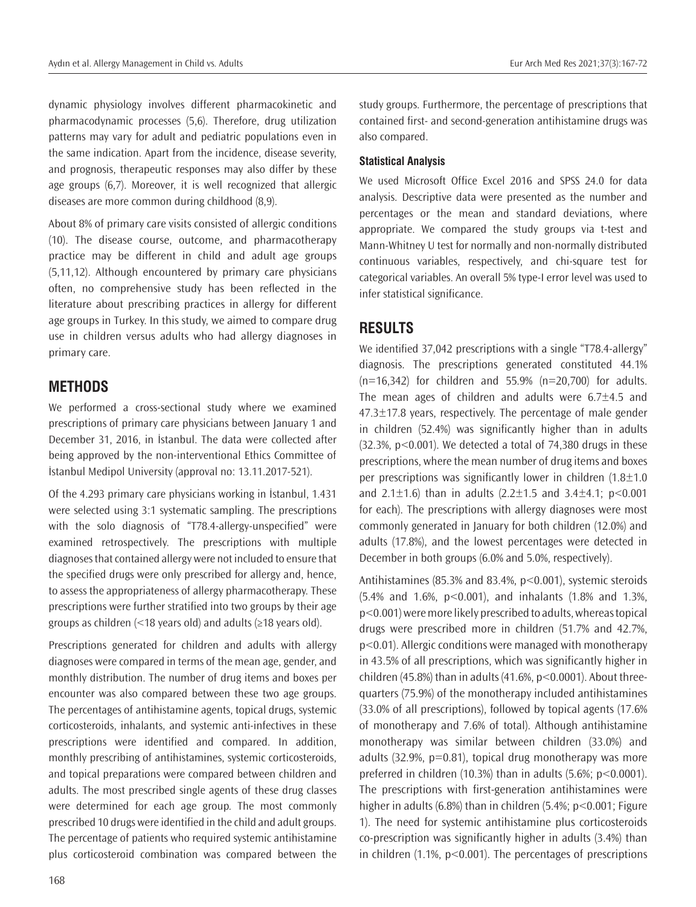dynamic physiology involves different pharmacokinetic and pharmacodynamic processes (5,6). Therefore, drug utilization patterns may vary for adult and pediatric populations even in the same indication. Apart from the incidence, disease severity, and prognosis, therapeutic responses may also differ by these age groups (6,7). Moreover, it is well recognized that allergic diseases are more common during childhood (8,9).

About 8% of primary care visits consisted of allergic conditions (10). The disease course, outcome, and pharmacotherapy practice may be different in child and adult age groups (5,11,12). Although encountered by primary care physicians often, no comprehensive study has been reflected in the literature about prescribing practices in allergy for different age groups in Turkey. In this study, we aimed to compare drug use in children versus adults who had allergy diagnoses in primary care.

## METHODS

We performed a cross-sectional study where we examined prescriptions of primary care physicians between January 1 and December 31, 2016, in İstanbul. The data were collected after being approved by the non-interventional Ethics Committee of İstanbul Medipol University (approval no: 13.11.2017-521).

Of the 4.293 primary care physicians working in İstanbul, 1.431 were selected using 3:1 systematic sampling. The prescriptions with the solo diagnosis of "T78.4-allergy-unspecified" were examined retrospectively. The prescriptions with multiple diagnoses that contained allergy were not included to ensure that the specified drugs were only prescribed for allergy and, hence, to assess the appropriateness of allergy pharmacotherapy. These prescriptions were further stratified into two groups by their age groups as children (<18 years old) and adults (≥18 years old).

Prescriptions generated for children and adults with allergy diagnoses were compared in terms of the mean age, gender, and monthly distribution. The number of drug items and boxes per encounter was also compared between these two age groups. The percentages of antihistamine agents, topical drugs, systemic corticosteroids, inhalants, and systemic anti-infectives in these prescriptions were identified and compared. In addition, monthly prescribing of antihistamines, systemic corticosteroids, and topical preparations were compared between children and adults. The most prescribed single agents of these drug classes were determined for each age group. The most commonly prescribed 10 drugs were identified in the child and adult groups. The percentage of patients who required systemic antihistamine plus corticosteroid combination was compared between the study groups. Furthermore, the percentage of prescriptions that contained first- and second-generation antihistamine drugs was also compared.

### Statistical Analysis

We used Microsoft Office Excel 2016 and SPSS 24.0 for data analysis. Descriptive data were presented as the number and percentages or the mean and standard deviations, where appropriate. We compared the study groups via t-test and Mann-Whitney U test for normally and non-normally distributed continuous variables, respectively, and chi-square test for categorical variables. An overall 5% type-I error level was used to infer statistical significance.

## RESULTS

We identified 37,042 prescriptions with a single "T78.4-allergy" diagnosis. The prescriptions generated constituted 44.1% (n=16,342) for children and 55.9% (n=20,700) for adults. The mean ages of children and adults were 6.7±4.5 and 47.3±17.8 years, respectively. The percentage of male gender in children (52.4%) was significantly higher than in adults (32.3%, $p<0.001$). We detected a total of 74,380 drugs in these prescriptions, where the mean number of drug items and boxes per prescriptions was significantly lower in children (1.8±1.0 and 2.1±1.6) than in adults (2.2±1.5 and 3.4±4.1; $p<0.001$ for each). The prescriptions with allergy diagnoses were most commonly generated in January for both children (12.0%) and adults (17.8%), and the lowest percentages were detected in December in both groups (6.0% and 5.0%, respectively).

Antihistamines (85.3% and 83.4%, $p<0.001$), systemic steroids (5.4% and 1.6%, $p<0.001$), and inhalants (1.8% and 1.3%, $p<0.001$) were more likely prescribed to adults, whereas topical drugs were prescribed more in children (51.7% and 42.7%, $p<0.01$). Allergic conditions were managed with monotherapy in 43.5% of all prescriptions, which was significantly higher in children (45.8%) than in adults (41.6%, $p<0.0001$). About three-quarters (75.9%) of the monotherapy included antihistamines (33.0% of all prescriptions), followed by topical agents (17.6% of monotherapy and 7.6% of total). Although antihistamine monotherapy was similar between children (33.0%) and adults (32.9%, $p=0.81$), topical drug monotherapy was more preferred in children (10.3%) than in adults (5.6%; $p<0.0001$). The prescriptions with first-generation antihistamines were higher in adults (6.8%) than in children (5.4%; $p<0.001$; Figure 1). The need for systemic antihistamine plus corticosteroids co-prescription was significantly higher in adults (3.4%) than in children (1.1%, $p<0.001$). The percentages of prescriptions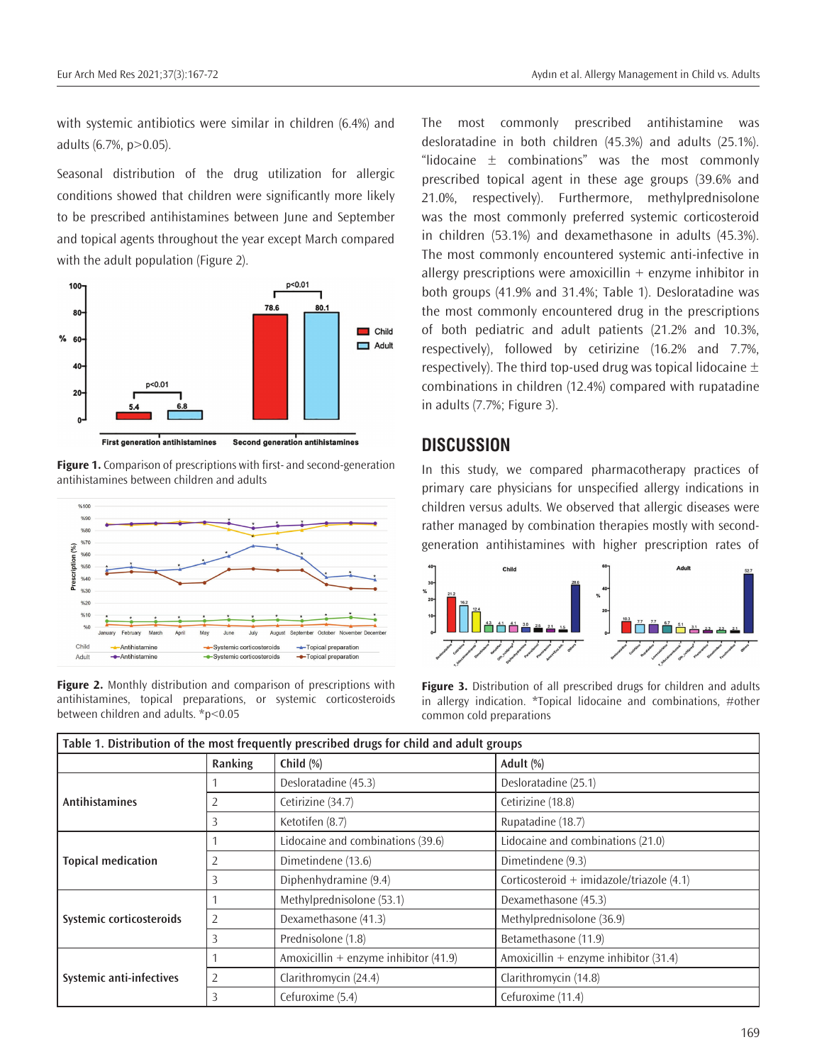with systemic antibiotics were similar in children (6.4%) and adults (6.7%, p>0.05).

Seasonal distribution of the drug utilization for allergic conditions showed that children were significantly more likely to be prescribed antihistamines between June and September and topical agents throughout the year except March compared with the adult population (Figure 2).

**Figure 1.** Comparison of prescriptions with first- and second-generation antihistamines between children and adults

**Figure 2.** Monthly distribution and comparison of prescriptions with antihistamines, topical preparations, or systemic corticosteroids between children and adults. *p<0.05

The most commonly prescribed antihistamine was desloratadine in both children (45.3%) and adults (25.1%). "lidocaine ± combinations" was the most commonly prescribed topical agent in these age groups (39.6% and 21.0%, respectively). Furthermore, methylprednisolone was the most commonly preferred systemic corticosteroid in children (53.1%) and dexamethasone in adults (45.3%). The most commonly encountered systemic anti-infective in allergy prescriptions were amoxicillin + enzyme inhibitor in both groups (41.9% and 31.4%; Table 1). Desloratadine was the most commonly encountered drug in the prescriptions of both pediatric and adult patients (21.2% and 10.3%, respectively), followed by cetirizine (16.2% and 7.7%, respectively). The third top-used drug was topical lidocaine ± combinations in children (12.4%) compared with rupatadine in adults (7.7%; Figure 3).

## DISCUSSION

In this study, we compared pharmacotherapy practices of primary care physicians for unspecified allergy indications in children versus adults. We observed that allergic diseases were rather managed by combination therapies mostly with second-generation antihistamines with higher prescription rates of

**Figure 3.** Distribution of all prescribed drugs for children and adults in allergy indication. *Topical lidocaine and combinations, #other common cold preparations

**Table 1. Distribution of the most frequently prescribed drugs for child and adult groups**

| | Ranking | Child (%) | Adult (%) |
|---|---|---|---|
| **Antihistamines** | 1 | Desloratadine (45.3) | Desloratadine (25.1) |
| | 2 | Cetirizine (34.7) | Cetirizine (18.8) |
| | 3 | Ketotifen (8.7) | Rupatadine (18.7) |
| **Topical medication** | 1 | Lidocaine and combinations (39.6) | Lidocaine and combinations (21.0) |
| | 2 | Dimetindene (13.6) | Dimetindene (9.3) |
| | 3 | Diphenhydramine (9.4) | Corticosteroid + imidazole/triazole (4.1) |
| **Systemic corticosteroids** | 1 | Methylprednisolone (53.1) | Dexamethasone (45.3) |
| | 2 | Dexamethasone (41.3) | Methylprednisolone (36.9) |
| | 3 | Prednisolone (1.8) | Betamethasone (11.9) |
| **Systemic anti-infectives** | 1 | Amoxicillin + enzyme inhibitor (41.9) | Amoxicillin + enzyme inhibitor (31.4) |
| | 2 | Clarithromycin (24.4) | Clarithromycin (14.8) |
| | 3 | Cefuroxime (5.4) | Cefuroxime (11.4) |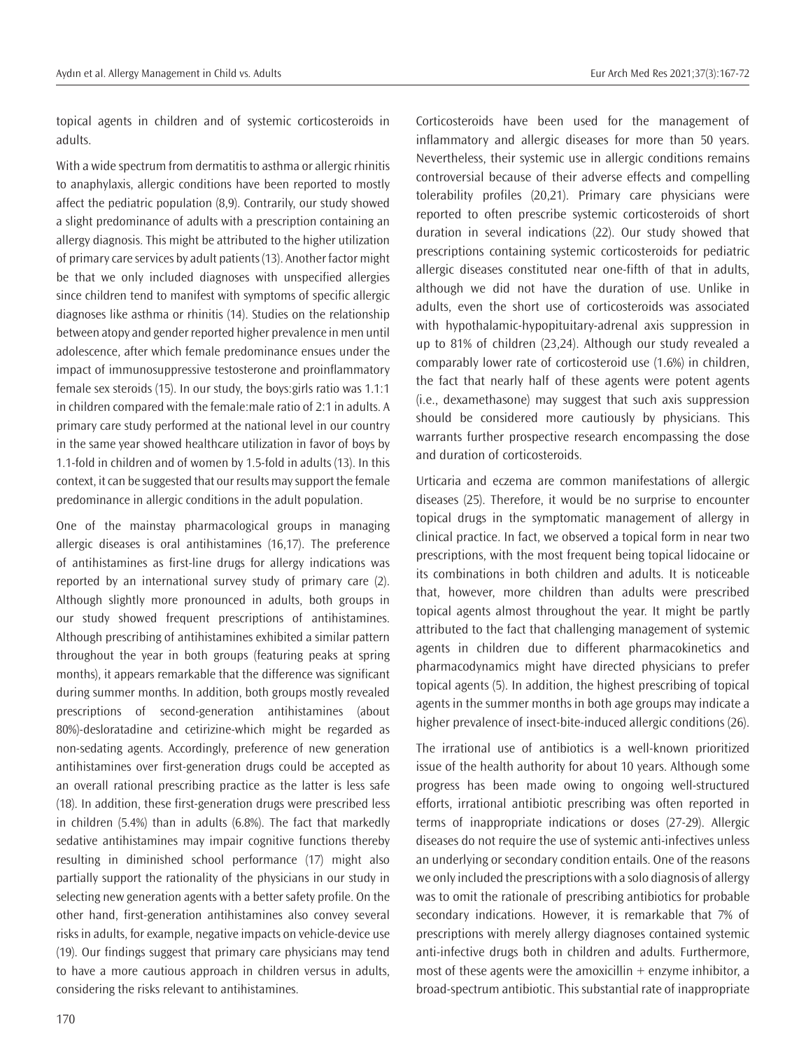topical agents in children and of systemic corticosteroids in adults.

With a wide spectrum from dermatitis to asthma or allergic rhinitis to anaphylaxis, allergic conditions have been reported to mostly affect the pediatric population (8,9). Contrarily, our study showed a slight predominance of adults with a prescription containing an allergy diagnosis. This might be attributed to the higher utilization of primary care services by adult patients (13). Another factor might be that we only included diagnoses with unspecified allergies since children tend to manifest with symptoms of specific allergic diagnoses like asthma or rhinitis (14). Studies on the relationship between atopy and gender reported higher prevalence in men until adolescence, after which female predominance ensues under the impact of immunosuppressive testosterone and proinflammatory female sex steroids (15). In our study, the boys:girls ratio was 1.1:1 in children compared with the female:male ratio of 2:1 in adults. A primary care study performed at the national level in our country in the same year showed healthcare utilization in favor of boys by 1.1-fold in children and of women by 1.5-fold in adults (13). In this context, it can be suggested that our results may support the female predominance in allergic conditions in the adult population.

One of the mainstay pharmacological groups in managing allergic diseases is oral antihistamines (16,17). The preference of antihistamines as first-line drugs for allergy indications was reported by an international survey study of primary care (2). Although slightly more pronounced in adults, both groups in our study showed frequent prescriptions of antihistamines. Although prescribing of antihistamines exhibited a similar pattern throughout the year in both groups (featuring peaks at spring months), it appears remarkable that the difference was significant during summer months. In addition, both groups mostly revealed prescriptions of second-generation antihistamines (about 80%)-desloratadine and cetirizine-which might be regarded as non-sedating agents. Accordingly, preference of new generation antihistamines over first-generation drugs could be accepted as an overall rational prescribing practice as the latter is less safe (18). In addition, these first-generation drugs were prescribed less in children (5.4%) than in adults (6.8%). The fact that markedly sedative antihistamines may impair cognitive functions thereby resulting in diminished school performance (17) might also partially support the rationality of the physicians in our study in selecting new generation agents with a better safety profile. On the other hand, first-generation antihistamines also convey several risks in adults, for example, negative impacts on vehicle-device use (19). Our findings suggest that primary care physicians may tend to have a more cautious approach in children versus in adults, considering the risks relevant to antihistamines.

Corticosteroids have been used for the management of inflammatory and allergic diseases for more than 50 years. Nevertheless, their systemic use in allergic conditions remains controversial because of their adverse effects and compelling tolerability profiles (20,21). Primary care physicians were reported to often prescribe systemic corticosteroids of short duration in several indications (22). Our study showed that prescriptions containing systemic corticosteroids for pediatric allergic diseases constituted near one-fifth of that in adults, although we did not have the duration of use. Unlike in adults, even the short use of corticosteroids was associated with hypothalamic-hypopituitary-adrenal axis suppression in up to 81% of children (23,24). Although our study revealed a comparably lower rate of corticosteroid use (1.6%) in children, the fact that nearly half of these agents were potent agents (i.e., dexamethasone) may suggest that such axis suppression should be considered more cautiously by physicians. This warrants further prospective research encompassing the dose and duration of corticosteroids.

Urticaria and eczema are common manifestations of allergic diseases (25). Therefore, it would be no surprise to encounter topical drugs in the symptomatic management of allergy in clinical practice. In fact, we observed a topical form in near two prescriptions, with the most frequent being topical lidocaine or its combinations in both children and adults. It is noticeable that, however, more children than adults were prescribed topical agents almost throughout the year. It might be partly attributed to the fact that challenging management of systemic agents in children due to different pharmacokinetics and pharmacodynamics might have directed physicians to prefer topical agents (5). In addition, the highest prescribing of topical agents in the summer months in both age groups may indicate a higher prevalence of insect-bite-induced allergic conditions (26).

The irrational use of antibiotics is a well-known prioritized issue of the health authority for about 10 years. Although some progress has been made owing to ongoing well-structured efforts, irrational antibiotic prescribing was often reported in terms of inappropriate indications or doses (27-29). Allergic diseases do not require the use of systemic anti-infectives unless an underlying or secondary condition entails. One of the reasons we only included the prescriptions with a solo diagnosis of allergy was to omit the rationale of prescribing antibiotics for probable secondary indications. However, it is remarkable that 7% of prescriptions with merely allergy diagnoses contained systemic anti-infective drugs both in children and adults. Furthermore, most of these agents were the amoxicillin + enzyme inhibitor, a broad-spectrum antibiotic. This substantial rate of inappropriate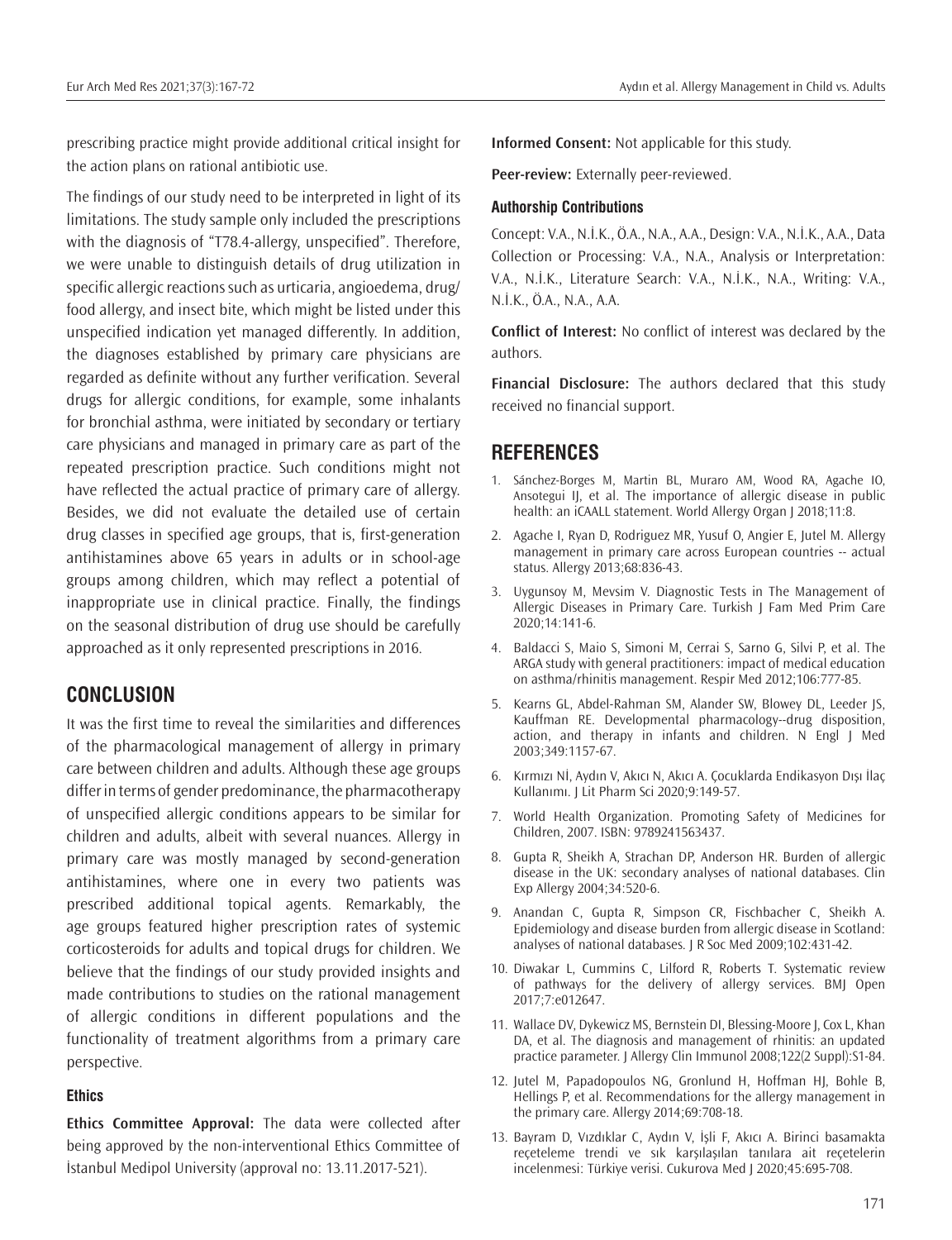prescribing practice might provide additional critical insight for the action plans on rational antibiotic use.

The findings of our study need to be interpreted in light of its limitations. The study sample only included the prescriptions with the diagnosis of "T78.4-allergy, unspecified". Therefore, we were unable to distinguish details of drug utilization in specific allergic reactions such as urticaria, angioedema, drug/food allergy, and insect bite, which might be listed under this unspecified indication yet managed differently. In addition, the diagnoses established by primary care physicians are regarded as definite without any further verification. Several drugs for allergic conditions, for example, some inhalants for bronchial asthma, were initiated by secondary or tertiary care physicians and managed in primary care as part of the repeated prescription practice. Such conditions might not have reflected the actual practice of primary care of allergy. Besides, we did not evaluate the detailed use of certain drug classes in specified age groups, that is, first-generation antihistamines above 65 years in adults or in school-age groups among children, which may reflect a potential of inappropriate use in clinical practice. Finally, the findings on the seasonal distribution of drug use should be carefully approached as it only represented prescriptions in 2016.

## CONCLUSION

It was the first time to reveal the similarities and differences of the pharmacological management of allergy in primary care between children and adults. Although these age groups differ in terms of gender predominance, the pharmacotherapy of unspecified allergic conditions appears to be similar for children and adults, albeit with several nuances. Allergy in primary care was mostly managed by second-generation antihistamines, where one in every two patients was prescribed additional topical agents. Remarkably, the age groups featured higher prescription rates of systemic corticosteroids for adults and topical drugs for children. We believe that the findings of our study provided insights and made contributions to studies on the rational management of allergic conditions in different populations and the functionality of treatment algorithms from a primary care perspective.

### Ethics

**Ethics Committee Approval:** The data were collected after being approved by the non-interventional Ethics Committee of İstanbul Medipol University (approval no: 13.11.2017-521).

**Informed Consent:** Not applicable for this study.

**Peer-review:** Externally peer-reviewed.

### Authorship Contributions

Concept: V.A., N.İ.K., Ö.A., N.A., A.A., Design: V.A., N.İ.K., A.A., Data Collection or Processing: V.A., N.A., Analysis or Interpretation: V.A., N.İ.K., Literature Search: V.A., N.İ.K., N.A., Writing: V.A., N.İ.K., Ö.A., N.A., A.A.

**Conflict of Interest:** No conflict of interest was declared by the authors.

**Financial Disclosure:** The authors declared that this study received no financial support.

## REFERENCES

1. Sánchez-Borges M, Martin BL, Muraro AM, Wood RA, Agache IO, Ansotegui IJ, et al. The importance of allergic disease in public health: an iCAALL statement. World Allergy Organ J 2018;11:8.
2. Agache I, Ryan D, Rodriguez MR, Yusuf O, Angier E, Jutel M. Allergy management in primary care across European countries -- actual status. Allergy 2013;68:836-43.
3. Uygunsoy M, Mevsim V. Diagnostic Tests in The Management of Allergic Diseases in Primary Care. Turkish J Fam Med Prim Care 2020;14:141-6.
4. Baldacci S, Maio S, Simoni M, Cerrai S, Sarno G, Silvi P, et al. The ARGA study with general practitioners: impact of medical education on asthma/rhinitis management. Respir Med 2012;106:777-85.
5. Kearns GL, Abdel-Rahman SM, Alander SW, Blowey DL, Leeder JS, Kauffman RE. Developmental pharmacology--drug disposition, action, and therapy in infants and children. N Engl J Med 2003;349:1157-67.
6. Kırmızı Nİ, Aydın V, Akıcı N, Akıcı A. Çocuklarda Endikasyon Dışı İlaç Kullanımı. J Lit Pharm Sci 2020;9:149-57.
7. World Health Organization. Promoting Safety of Medicines for Children, 2007. ISBN: 9789241563437.
8. Gupta R, Sheikh A, Strachan DP, Anderson HR. Burden of allergic disease in the UK: secondary analyses of national databases. Clin Exp Allergy 2004;34:520-6.
9. Anandan C, Gupta R, Simpson CR, Fischbacher C, Sheikh A. Epidemiology and disease burden from allergic disease in Scotland: analyses of national databases. J R Soc Med 2009;102:431-42.
10. Diwakar L, Cummins C, Lilford R, Roberts T. Systematic review of pathways for the delivery of allergy services. BMJ Open 2017;7:e012647.
11. Wallace DV, Dykewicz MS, Bernstein DI, Blessing-Moore J, Cox L, Khan DA, et al. The diagnosis and management of rhinitis: an updated practice parameter. J Allergy Clin Immunol 2008;122(2 Suppl):S1-84.
12. Jutel M, Papadopoulos NG, Gronlund H, Hoffman HJ, Bohle B, Hellings P, et al. Recommendations for the allergy management in the primary care. Allergy 2014;69:708-18.
13. Bayram D, Vızdıklar C, Aydın V, İşli F, Akıcı A. Birinci basamakta reçeteleme trendi ve sık karşılaşılan tanılara ait reçetelerin incelenmesi: Türkiye verisi. Cukurova Med J 2020;45:695-708.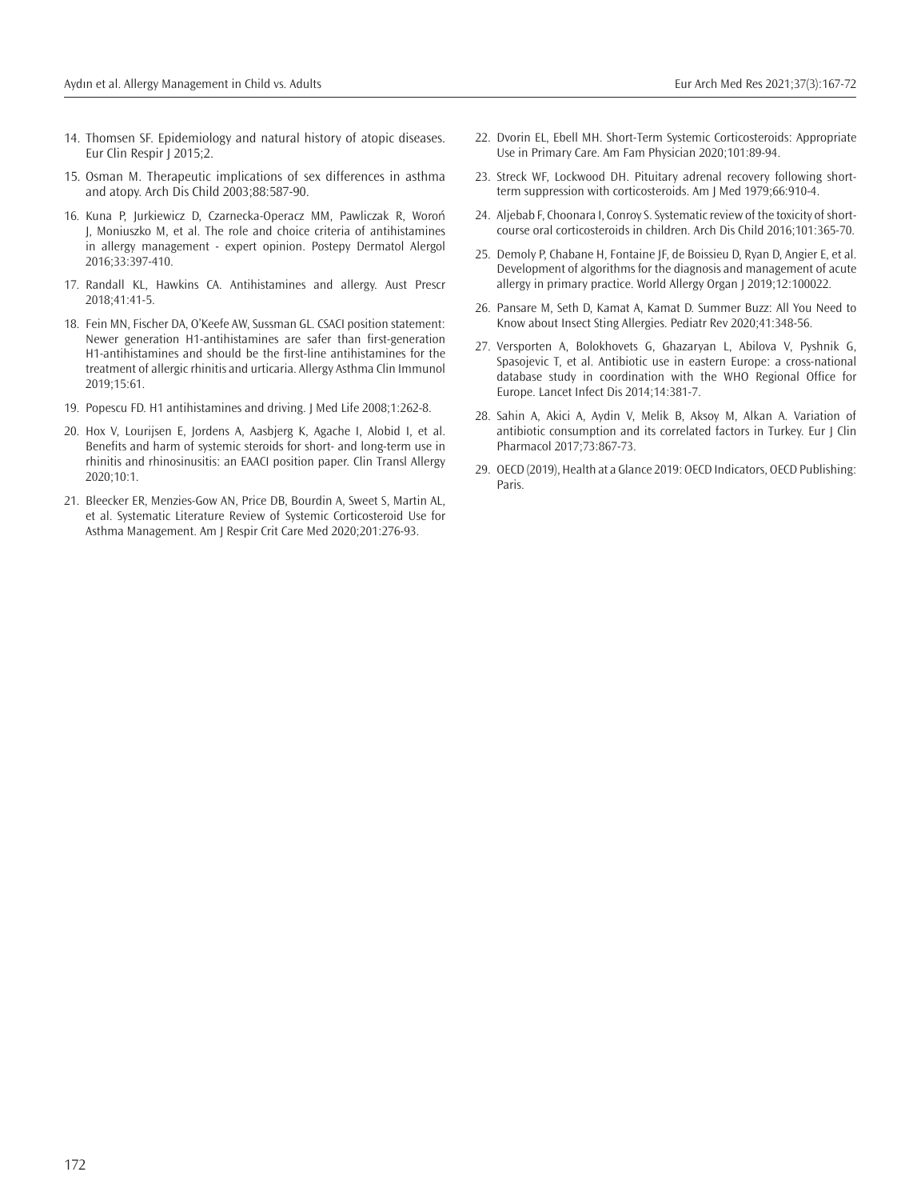14. Thomsen SF. Epidemiology and natural history of atopic diseases. Eur Clin Respir J 2015;2.

15. Osman M. Therapeutic implications of sex differences in asthma and atopy. Arch Dis Child 2003;88:587-90.

16. Kuna P, Jurkiewicz D, Czarnecka-Operacz MM, Pawliczak R, Woroń J, Moniuszko M, et al. The role and choice criteria of antihistamines in allergy management - expert opinion. Postepy Dermatol Alergol 2016;33:397-410.

17. Randall KL, Hawkins CA. Antihistamines and allergy. Aust Prescr 2018;41:41-5.

18. Fein MN, Fischer DA, O'Keefe AW, Sussman GL. CSACI position statement: Newer generation H1-antihistamines are safer than first-generation H1-antihistamines and should be the first-line antihistamines for the treatment of allergic rhinitis and urticaria. Allergy Asthma Clin Immunol 2019;15:61.

19. Popescu FD. H1 antihistamines and driving. J Med Life 2008;1:262-8.

20. Hox V, Lourijsen E, Jordens A, Aasbjerg K, Agache I, Alobid I, et al. Benefits and harm of systemic steroids for short- and long-term use in rhinitis and rhinosinusitis: an EAACI position paper. Clin Transl Allergy 2020;10:1.

21. Bleecker ER, Menzies-Gow AN, Price DB, Bourdin A, Sweet S, Martin AL, et al. Systematic Literature Review of Systemic Corticosteroid Use for Asthma Management. Am J Respir Crit Care Med 2020;201:276-93.

22. Dvorin EL, Ebell MH. Short-Term Systemic Corticosteroids: Appropriate Use in Primary Care. Am Fam Physician 2020;101:89-94.

23. Streck WF, Lockwood DH. Pituitary adrenal recovery following short-term suppression with corticosteroids. Am J Med 1979;66:910-4.

24. Aljebab F, Choonara I, Conroy S. Systematic review of the toxicity of short-course oral corticosteroids in children. Arch Dis Child 2016;101:365-70.

25. Demoly P, Chabane H, Fontaine JF, de Boissieu D, Ryan D, Angier E, et al. Development of algorithms for the diagnosis and management of acute allergy in primary practice. World Allergy Organ J 2019;12:100022.

26. Pansare M, Seth D, Kamat A, Kamat D. Summer Buzz: All You Need to Know about Insect Sting Allergies. Pediatr Rev 2020;41:348-56.

27. Versporten A, Bolokhovets G, Ghazaryan L, Abilova V, Pyshnik G, Spasojevic T, et al. Antibiotic use in eastern Europe: a cross-national database study in coordination with the WHO Regional Office for Europe. Lancet Infect Dis 2014;14:381-7.

28. Sahin A, Akici A, Aydin V, Melik B, Aksoy M, Alkan A. Variation of antibiotic consumption and its correlated factors in Turkey. Eur J Clin Pharmacol 2017;73:867-73.

29. OECD (2019), Health at a Glance 2019: OECD Indicators, OECD Publishing: Paris.